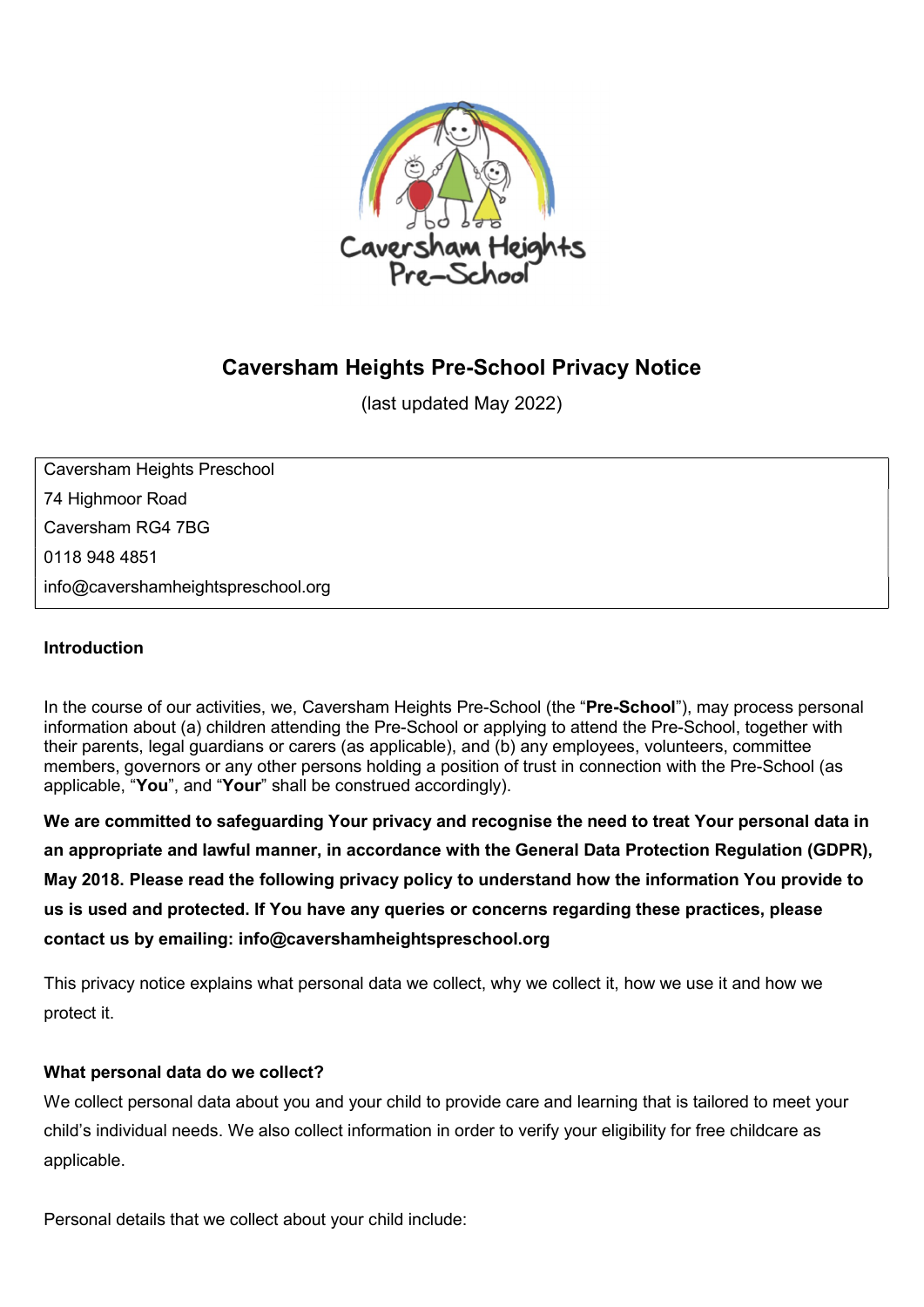# Caversham Heights Pre-School Privacy Notice

(last updated May 2022)

Caversham Heights Preschool
74 Highmoor Road
Caversham RG4 7BG
0118 948 4851
info@cavershamheightspreschool.org

## Introduction

In the course of our activities, we, Caversham Heights Pre-School (the "**Pre-School**"), may process personal information about (a) children attending the Pre-School or applying to attend the Pre-School, together with their parents, legal guardians or carers (as applicable), and (b) any employees, volunteers, committee members, governors or any other persons holding a position of trust in connection with the Pre-School (as applicable, "**You**", and "**Your**" shall be construed accordingly).

**We are committed to safeguarding Your privacy and recognise the need to treat Your personal data in an appropriate and lawful manner, in accordance with the General Data Protection Regulation (GDPR), May 2018. Please read the following privacy policy to understand how the information You provide to us is used and protected. If You have any queries or concerns regarding these practices, please contact us by emailing: info@cavershamheightspreschool.org**

This privacy notice explains what personal data we collect, why we collect it, how we use it and how we protect it.

## What personal data do we collect?

We collect personal data about you and your child to provide care and learning that is tailored to meet your child's individual needs. We also collect information in order to verify your eligibility for free childcare as applicable.

Personal details that we collect about your child include: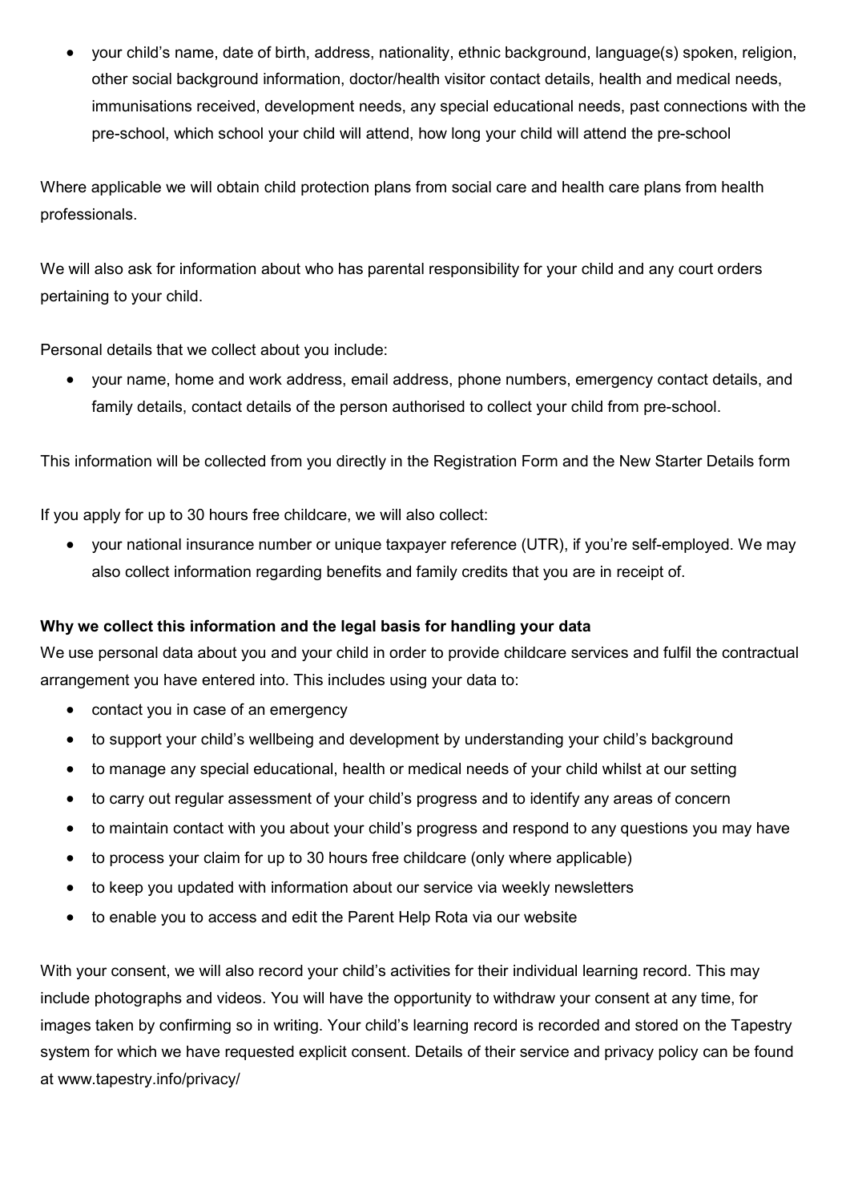- your child's name, date of birth, address, nationality, ethnic background, language(s) spoken, religion, other social background information, doctor/health visitor contact details, health and medical needs, immunisations received, development needs, any special educational needs, past connections with the pre-school, which school your child will attend, how long your child will attend the pre-school

Where applicable we will obtain child protection plans from social care and health care plans from health professionals.

We will also ask for information about who has parental responsibility for your child and any court orders pertaining to your child.

Personal details that we collect about you include:

- your name, home and work address, email address, phone numbers, emergency contact details, and family details, contact details of the person authorised to collect your child from pre-school.

This information will be collected from you directly in the Registration Form and the New Starter Details form

If you apply for up to 30 hours free childcare, we will also collect:

- your national insurance number or unique taxpayer reference (UTR), if you're self-employed. We may also collect information regarding benefits and family credits that you are in receipt of.

**Why we collect this information and the legal basis for handling your data**

We use personal data about you and your child in order to provide childcare services and fulfil the contractual arrangement you have entered into. This includes using your data to:

- contact you in case of an emergency
- to support your child's wellbeing and development by understanding your child's background
- to manage any special educational, health or medical needs of your child whilst at our setting
- to carry out regular assessment of your child's progress and to identify any areas of concern
- to maintain contact with you about your child's progress and respond to any questions you may have
- to process your claim for up to 30 hours free childcare (only where applicable)
- to keep you updated with information about our service via weekly newsletters
- to enable you to access and edit the Parent Help Rota via our website

With your consent, we will also record your child's activities for their individual learning record. This may include photographs and videos. You will have the opportunity to withdraw your consent at any time, for images taken by confirming so in writing. Your child's learning record is recorded and stored on the Tapestry system for which we have requested explicit consent. Details of their service and privacy policy can be found at www.tapestry.info/privacy/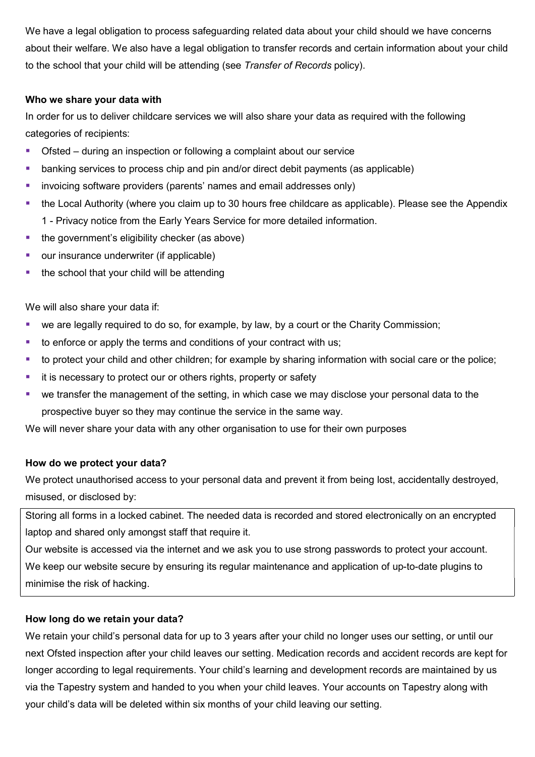We have a legal obligation to process safeguarding related data about your child should we have concerns about their welfare. We also have a legal obligation to transfer records and certain information about your child to the school that your child will be attending (see *Transfer of Records* policy).

**Who we share your data with**

In order for us to deliver childcare services we will also share your data as required with the following categories of recipients:

- Ofsted – during an inspection or following a complaint about our service
- banking services to process chip and pin and/or direct debit payments (as applicable)
- invoicing software providers (parents' names and email addresses only)
- the Local Authority (where you claim up to 30 hours free childcare as applicable). Please see the Appendix 1 - Privacy notice from the Early Years Service for more detailed information.
- the government's eligibility checker (as above)
- our insurance underwriter (if applicable)
- the school that your child will be attending

We will also share your data if:

- we are legally required to do so, for example, by law, by a court or the Charity Commission;
- to enforce or apply the terms and conditions of your contract with us;
- to protect your child and other children; for example by sharing information with social care or the police;
- it is necessary to protect our or others rights, property or safety
- we transfer the management of the setting, in which case we may disclose your personal data to the prospective buyer so they may continue the service in the same way.

We will never share your data with any other organisation to use for their own purposes

**How do we protect your data?**

We protect unauthorised access to your personal data and prevent it from being lost, accidentally destroyed, misused, or disclosed by:

Storing all forms in a locked cabinet. The needed data is recorded and stored electronically on an encrypted laptop and shared only amongst staff that require it.
Our website is accessed via the internet and we ask you to use strong passwords to protect your account. We keep our website secure by ensuring its regular maintenance and application of up-to-date plugins to minimise the risk of hacking.

**How long do we retain your data?**

We retain your child's personal data for up to 3 years after your child no longer uses our setting, or until our next Ofsted inspection after your child leaves our setting. Medication records and accident records are kept for longer according to legal requirements. Your child's learning and development records are maintained by us via the Tapestry system and handed to you when your child leaves. Your accounts on Tapestry along with your child's data will be deleted within six months of your child leaving our setting.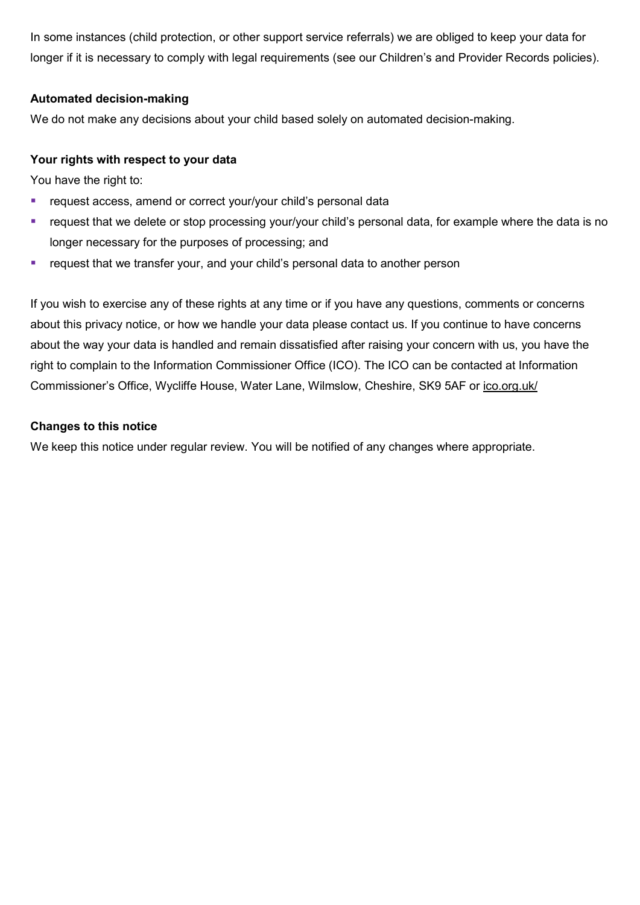In some instances (child protection, or other support service referrals) we are obliged to keep your data for longer if it is necessary to comply with legal requirements (see our Children's and Provider Records policies).

**Automated decision-making**

We do not make any decisions about your child based solely on automated decision-making.

**Your rights with respect to your data**

You have the right to:

- request access, amend or correct your/your child's personal data
- request that we delete or stop processing your/your child's personal data, for example where the data is no longer necessary for the purposes of processing; and
- request that we transfer your, and your child's personal data to another person

If you wish to exercise any of these rights at any time or if you have any questions, comments or concerns about this privacy notice, or how we handle your data please contact us. If you continue to have concerns about the way your data is handled and remain dissatisfied after raising your concern with us, you have the right to complain to the Information Commissioner Office (ICO). The ICO can be contacted at Information Commissioner's Office, Wycliffe House, Water Lane, Wilmslow, Cheshire, SK9 5AF or ico.org.uk/

**Changes to this notice**

We keep this notice under regular review. You will be notified of any changes where appropriate.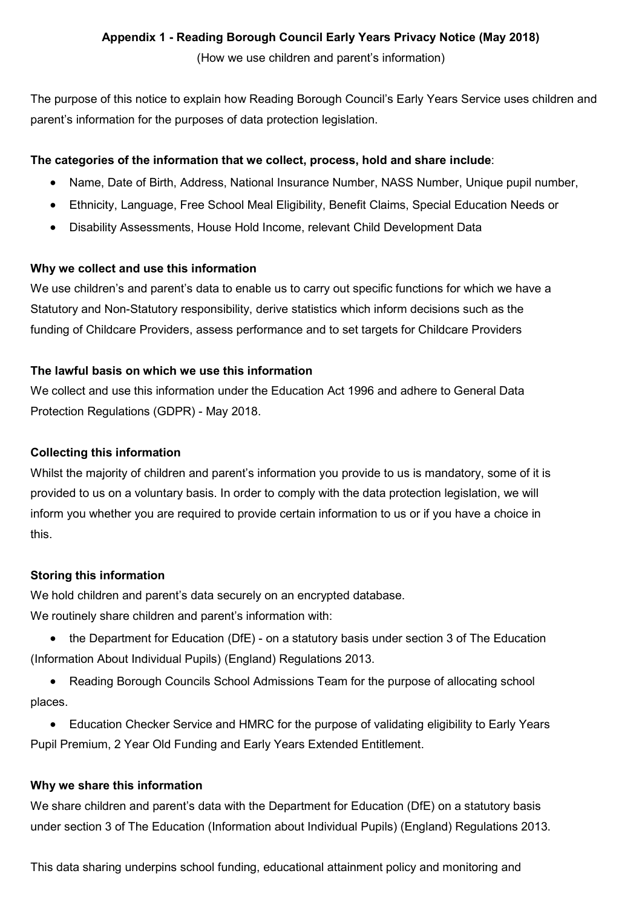**Appendix 1 - Reading Borough Council Early Years Privacy Notice (May 2018)**

(How we use children and parent's information)

The purpose of this notice to explain how Reading Borough Council's Early Years Service uses children and parent's information for the purposes of data protection legislation.

**The categories of the information that we collect, process, hold and share include**:

- Name, Date of Birth, Address, National Insurance Number, NASS Number, Unique pupil number,
- Ethnicity, Language, Free School Meal Eligibility, Benefit Claims, Special Education Needs or
- Disability Assessments, House Hold Income, relevant Child Development Data

**Why we collect and use this information**

We use children's and parent's data to enable us to carry out specific functions for which we have a Statutory and Non-Statutory responsibility, derive statistics which inform decisions such as the funding of Childcare Providers, assess performance and to set targets for Childcare Providers

**The lawful basis on which we use this information**

We collect and use this information under the Education Act 1996 and adhere to General Data Protection Regulations (GDPR) - May 2018.

**Collecting this information**

Whilst the majority of children and parent's information you provide to us is mandatory, some of it is provided to us on a voluntary basis. In order to comply with the data protection legislation, we will inform you whether you are required to provide certain information to us or if you have a choice in this.

**Storing this information**

We hold children and parent's data securely on an encrypted database.

We routinely share children and parent's information with:

- the Department for Education (DfE) - on a statutory basis under section 3 of The Education (Information About Individual Pupils) (England) Regulations 2013.
- Reading Borough Councils School Admissions Team for the purpose of allocating school places.
- Education Checker Service and HMRC for the purpose of validating eligibility to Early Years Pupil Premium, 2 Year Old Funding and Early Years Extended Entitlement.

**Why we share this information**

We share children and parent's data with the Department for Education (DfE) on a statutory basis under section 3 of The Education (Information about Individual Pupils) (England) Regulations 2013.

This data sharing underpins school funding, educational attainment policy and monitoring and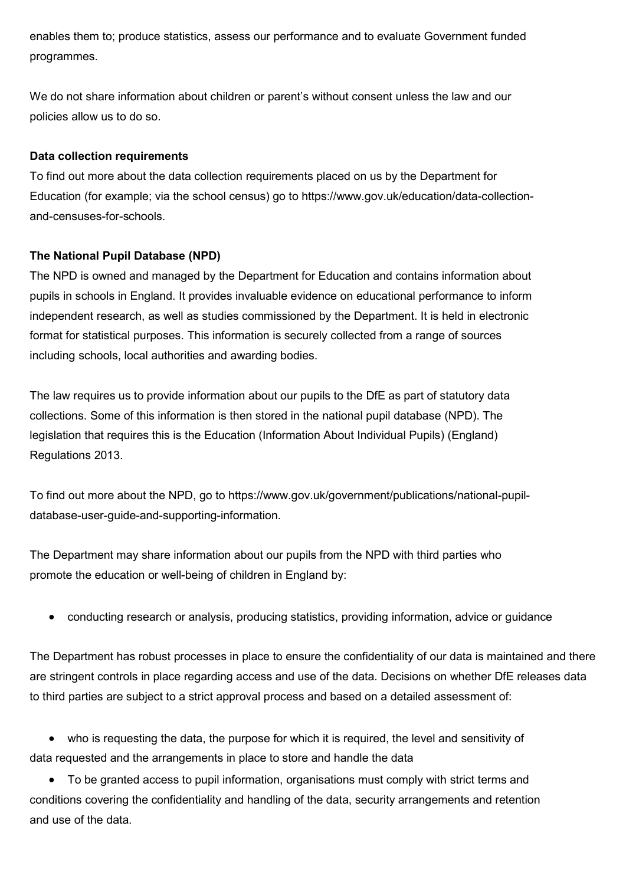enables them to; produce statistics, assess our performance and to evaluate Government funded programmes.

We do not share information about children or parent's without consent unless the law and our policies allow us to do so.

**Data collection requirements**

To find out more about the data collection requirements placed on us by the Department for Education (for example; via the school census) go to https://www.gov.uk/education/data-collection-and-censuses-for-schools.

**The National Pupil Database (NPD)**

The NPD is owned and managed by the Department for Education and contains information about pupils in schools in England. It provides invaluable evidence on educational performance to inform independent research, as well as studies commissioned by the Department. It is held in electronic format for statistical purposes. This information is securely collected from a range of sources including schools, local authorities and awarding bodies.

The law requires us to provide information about our pupils to the DfE as part of statutory data collections. Some of this information is then stored in the national pupil database (NPD). The legislation that requires this is the Education (Information About Individual Pupils) (England) Regulations 2013.

To find out more about the NPD, go to https://www.gov.uk/government/publications/national-pupil-database-user-guide-and-supporting-information.

The Department may share information about our pupils from the NPD with third parties who promote the education or well-being of children in England by:

- conducting research or analysis, producing statistics, providing information, advice or guidance

The Department has robust processes in place to ensure the confidentiality of our data is maintained and there are stringent controls in place regarding access and use of the data. Decisions on whether DfE releases data to third parties are subject to a strict approval process and based on a detailed assessment of:

- who is requesting the data, the purpose for which it is required, the level and sensitivity of data requested and the arrangements in place to store and handle the data
- To be granted access to pupil information, organisations must comply with strict terms and conditions covering the confidentiality and handling of the data, security arrangements and retention and use of the data.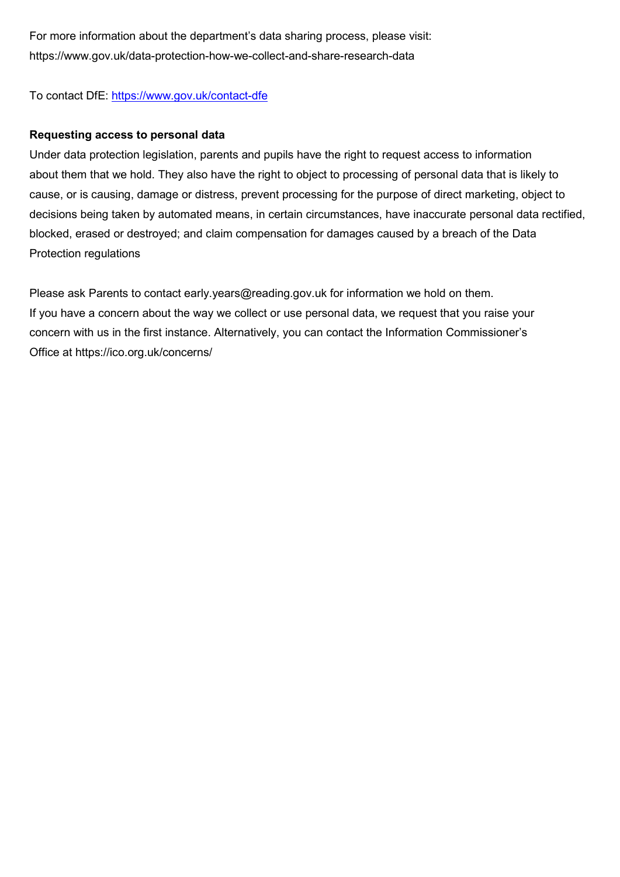For more information about the department's data sharing process, please visit:
https://www.gov.uk/data-protection-how-we-collect-and-share-research-data

To contact DfE: https://www.gov.uk/contact-dfe

**Requesting access to personal data**

Under data protection legislation, parents and pupils have the right to request access to information about them that we hold. They also have the right to object to processing of personal data that is likely to cause, or is causing, damage or distress, prevent processing for the purpose of direct marketing, object to decisions being taken by automated means, in certain circumstances, have inaccurate personal data rectified, blocked, erased or destroyed; and claim compensation for damages caused by a breach of the Data Protection regulations

Please ask Parents to contact early.years@reading.gov.uk for information we hold on them.
If you have a concern about the way we collect or use personal data, we request that you raise your concern with us in the first instance. Alternatively, you can contact the Information Commissioner's Office at https://ico.org.uk/concerns/